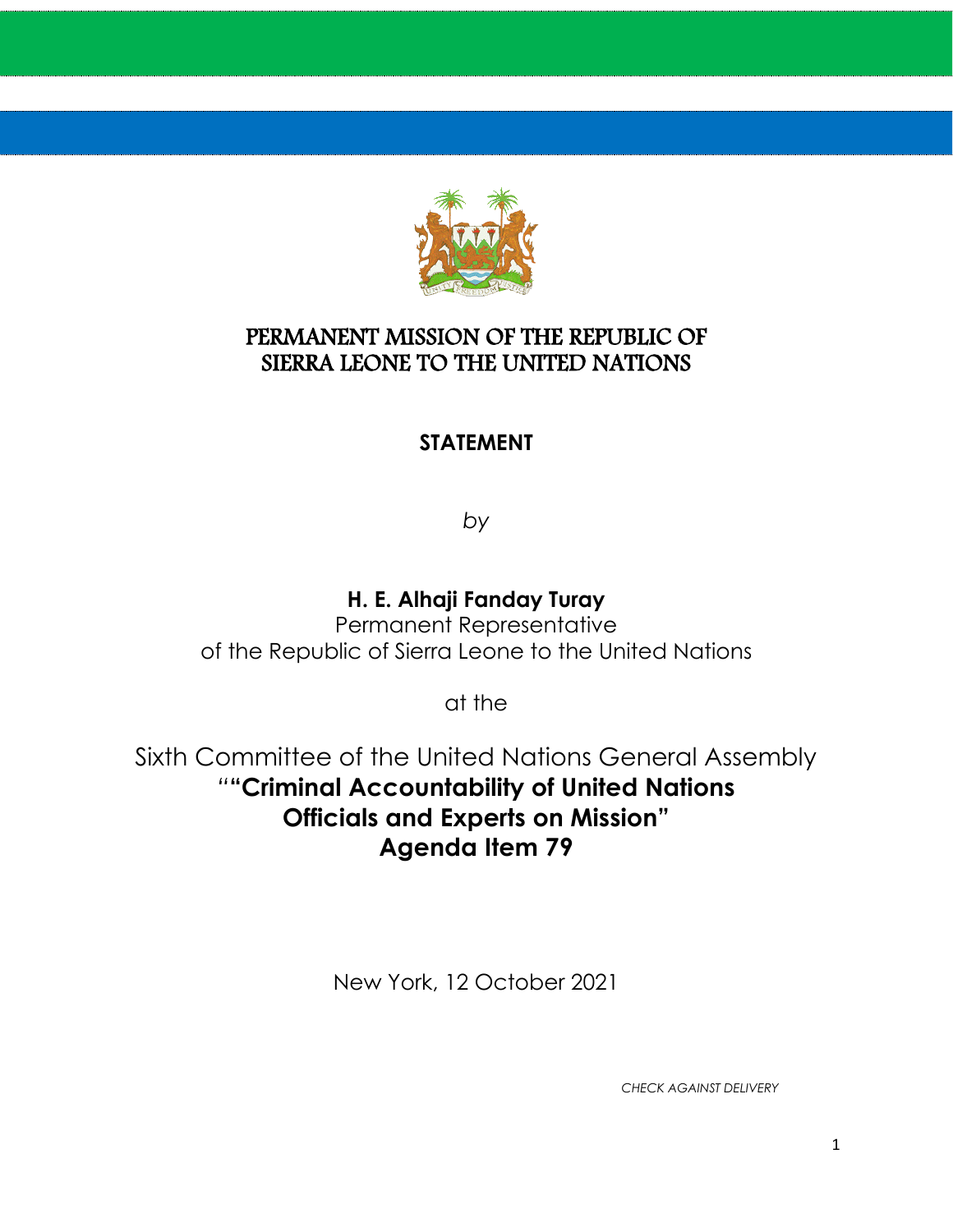# PERMANENT MISSION OF THE REPUBLIC OF SIERRA LEONE TO THE UNITED NATIONS

**STATEMENT**

*by*

**H. E. Alhaji Fanday Turay**
Permanent Representative
of the Republic of Sierra Leone to the United Nations

at the

Sixth Committee of the United Nations General Assembly
""**Criminal Accountability of United Nations Officials and Experts on Mission"**
**Agenda Item 79**

New York, 12 October 2021

*CHECK AGAINST DELIVERY*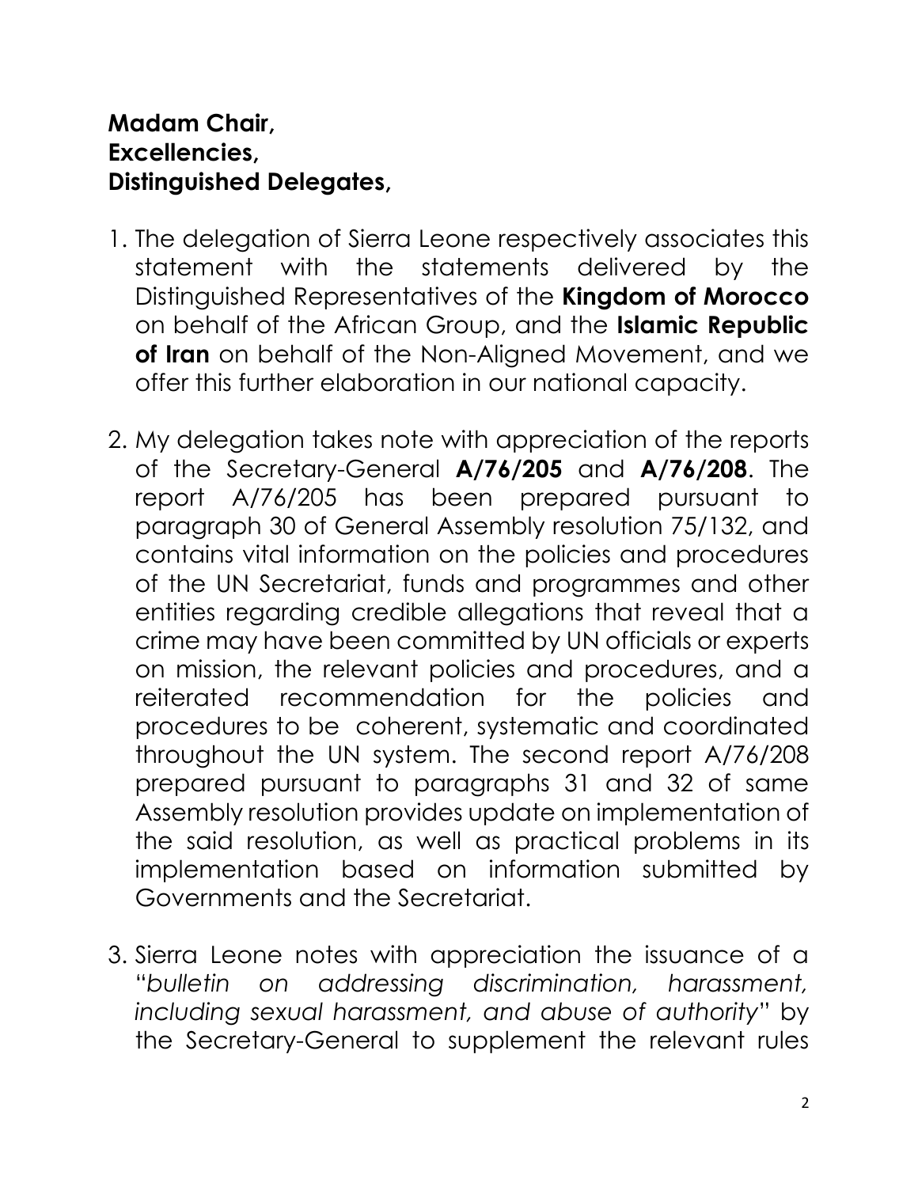**Madam Chair,**
**Excellencies,**
**Distinguished Delegates,**

1. The delegation of Sierra Leone respectively associates this statement with the statements delivered by the Distinguished Representatives of the **Kingdom of Morocco** on behalf of the African Group, and the **Islamic Republic of Iran** on behalf of the Non-Aligned Movement, and we offer this further elaboration in our national capacity.

2. My delegation takes note with appreciation of the reports of the Secretary-General **A/76/205** and **A/76/208**. The report A/76/205 has been prepared pursuant to paragraph 30 of General Assembly resolution 75/132, and contains vital information on the policies and procedures of the UN Secretariat, funds and programmes and other entities regarding credible allegations that reveal that a crime may have been committed by UN officials or experts on mission, the relevant policies and procedures, and a reiterated recommendation for the policies and procedures to be coherent, systematic and coordinated throughout the UN system. The second report A/76/208 prepared pursuant to paragraphs 31 and 32 of same Assembly resolution provides update on implementation of the said resolution, as well as practical problems in its implementation based on information submitted by Governments and the Secretariat.

3. Sierra Leone notes with appreciation the issuance of a "*bulletin on addressing discrimination, harassment, including sexual harassment, and abuse of authority*" by the Secretary-General to supplement the relevant rules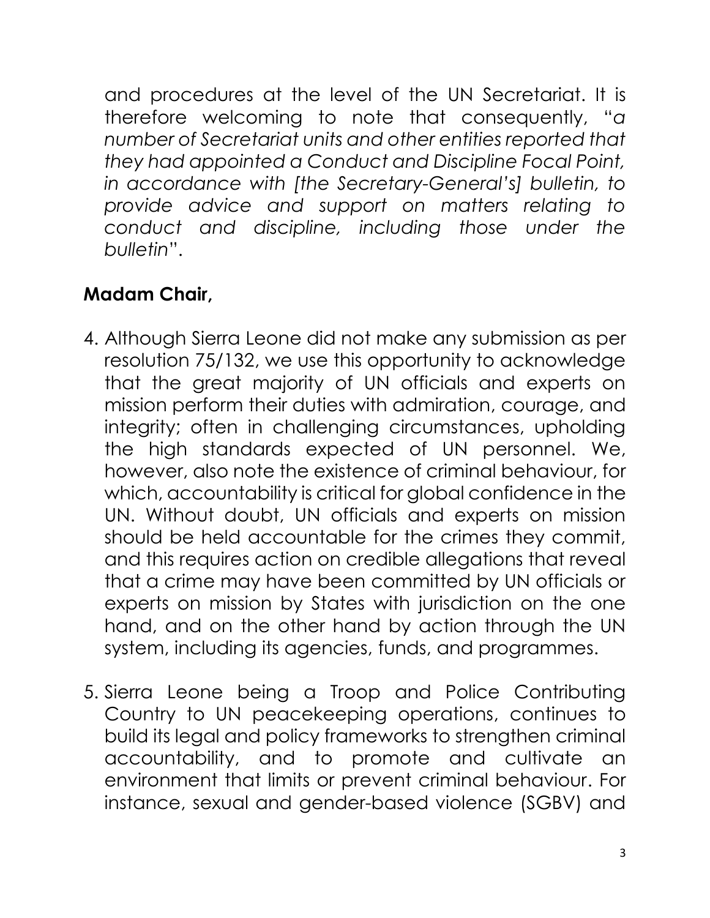and procedures at the level of the UN Secretariat. It is therefore welcoming to note that consequently, "*a number of Secretariat units and other entities reported that they had appointed a Conduct and Discipline Focal Point, in accordance with [the Secretary-General's] bulletin, to provide advice and support on matters relating to conduct and discipline, including those under the bulletin*".

**Madam Chair,**

4. Although Sierra Leone did not make any submission as per resolution 75/132, we use this opportunity to acknowledge that the great majority of UN officials and experts on mission perform their duties with admiration, courage, and integrity; often in challenging circumstances, upholding the high standards expected of UN personnel. We, however, also note the existence of criminal behaviour, for which, accountability is critical for global confidence in the UN. Without doubt, UN officials and experts on mission should be held accountable for the crimes they commit, and this requires action on credible allegations that reveal that a crime may have been committed by UN officials or experts on mission by States with jurisdiction on the one hand, and on the other hand by action through the UN system, including its agencies, funds, and programmes.

5. Sierra Leone being a Troop and Police Contributing Country to UN peacekeeping operations, continues to build its legal and policy frameworks to strengthen criminal accountability, and to promote and cultivate an environment that limits or prevent criminal behaviour. For instance, sexual and gender-based violence (SGBV) and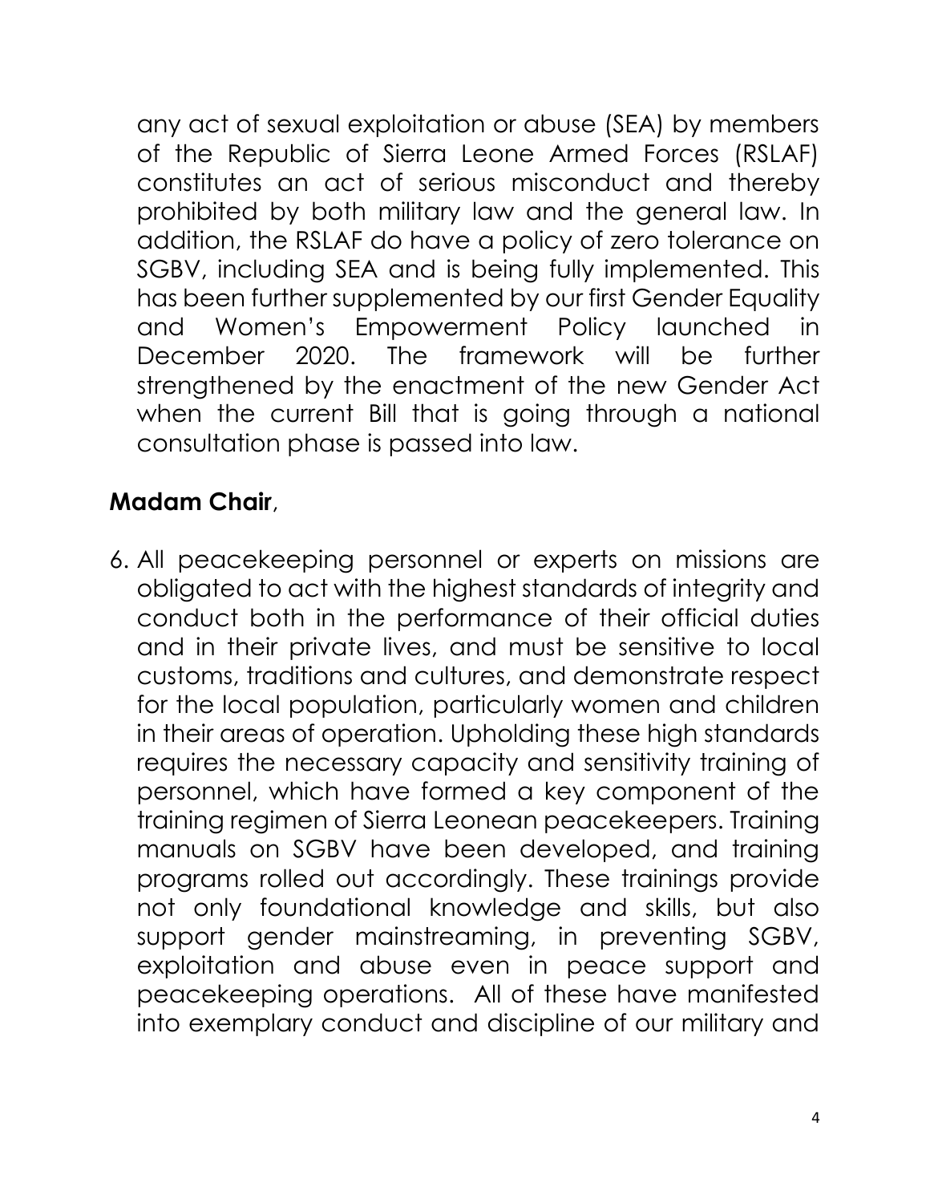any act of sexual exploitation or abuse (SEA) by members of the Republic of Sierra Leone Armed Forces (RSLAF) constitutes an act of serious misconduct and thereby prohibited by both military law and the general law. In addition, the RSLAF do have a policy of zero tolerance on SGBV, including SEA and is being fully implemented. This has been further supplemented by our first Gender Equality and Women's Empowerment Policy launched in December 2020. The framework will be further strengthened by the enactment of the new Gender Act when the current Bill that is going through a national consultation phase is passed into law.

**Madam Chair**,

6. All peacekeeping personnel or experts on missions are obligated to act with the highest standards of integrity and conduct both in the performance of their official duties and in their private lives, and must be sensitive to local customs, traditions and cultures, and demonstrate respect for the local population, particularly women and children in their areas of operation. Upholding these high standards requires the necessary capacity and sensitivity training of personnel, which have formed a key component of the training regimen of Sierra Leonean peacekeepers. Training manuals on SGBV have been developed, and training programs rolled out accordingly. These trainings provide not only foundational knowledge and skills, but also support gender mainstreaming, in preventing SGBV, exploitation and abuse even in peace support and peacekeeping operations. All of these have manifested into exemplary conduct and discipline of our military and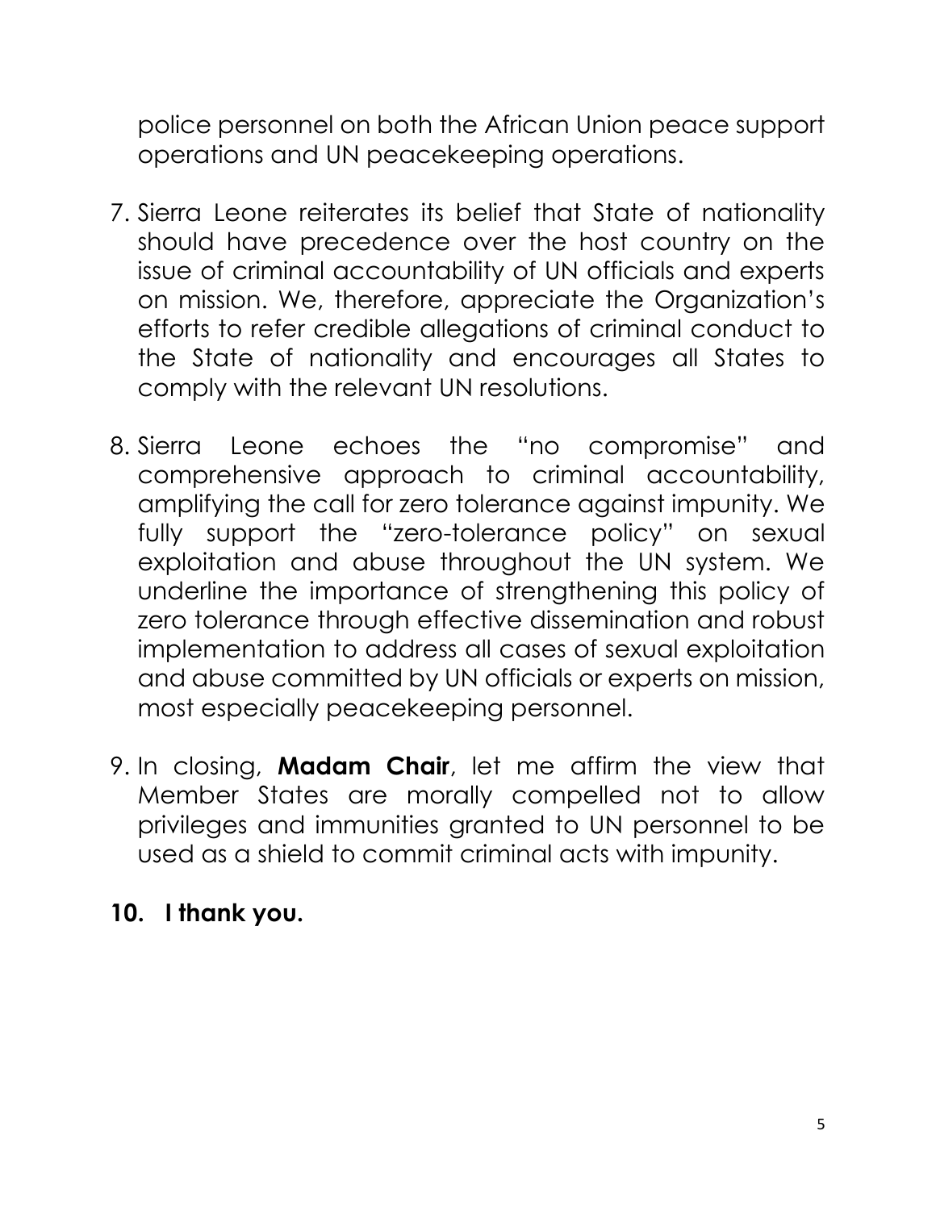police personnel on both the African Union peace support operations and UN peacekeeping operations.

7. Sierra Leone reiterates its belief that State of nationality should have precedence over the host country on the issue of criminal accountability of UN officials and experts on mission. We, therefore, appreciate the Organization's efforts to refer credible allegations of criminal conduct to the State of nationality and encourages all States to comply with the relevant UN resolutions.

8. Sierra Leone echoes the "no compromise" and comprehensive approach to criminal accountability, amplifying the call for zero tolerance against impunity. We fully support the "zero-tolerance policy" on sexual exploitation and abuse throughout the UN system. We underline the importance of strengthening this policy of zero tolerance through effective dissemination and robust implementation to address all cases of sexual exploitation and abuse committed by UN officials or experts on mission, most especially peacekeeping personnel.

9. In closing, **Madam Chair**, let me affirm the view that Member States are morally compelled not to allow privileges and immunities granted to UN personnel to be used as a shield to commit criminal acts with impunity.

10. **I thank you.**